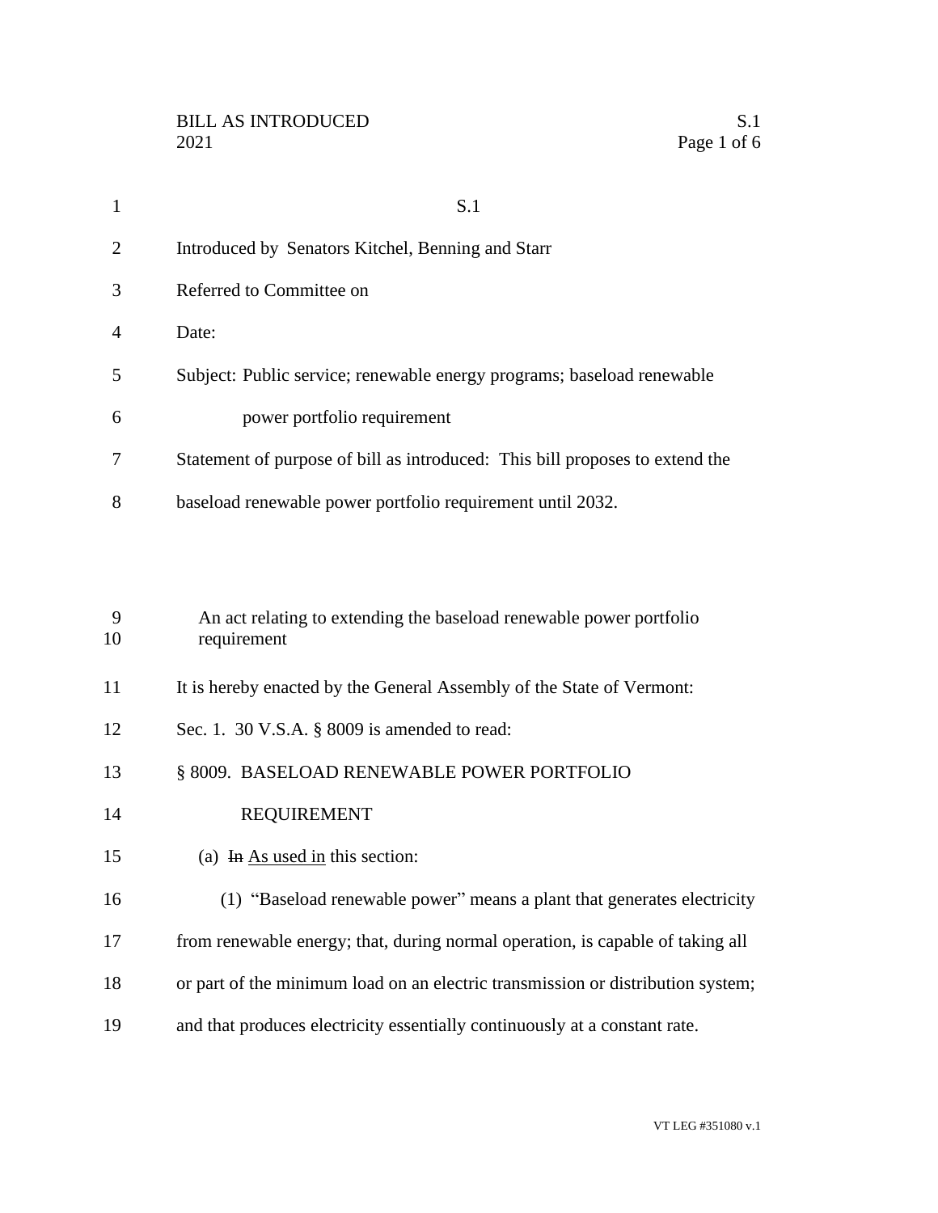S.1

Introduced by Senators Kitchel, Benning and Starr

Referred to Committee on

Date:

Subject: Public service; renewable energy programs; baseload renewable power portfolio requirement

Statement of purpose of bill as introduced: This bill proposes to extend the baseload renewable power portfolio requirement until 2032.

An act relating to extending the baseload renewable power portfolio requirement

It is hereby enacted by the General Assembly of the State of Vermont:

Sec. 1. 30 V.S.A. § 8009 is amended to read:

§ 8009. BASELOAD RENEWABLE POWER PORTFOLIO REQUIREMENT

(a) ~~In~~ As used in this section:

(1) "Baseload renewable power" means a plant that generates electricity from renewable energy; that, during normal operation, is capable of taking all or part of the minimum load on an electric transmission or distribution system; and that produces electricity essentially continuously at a constant rate.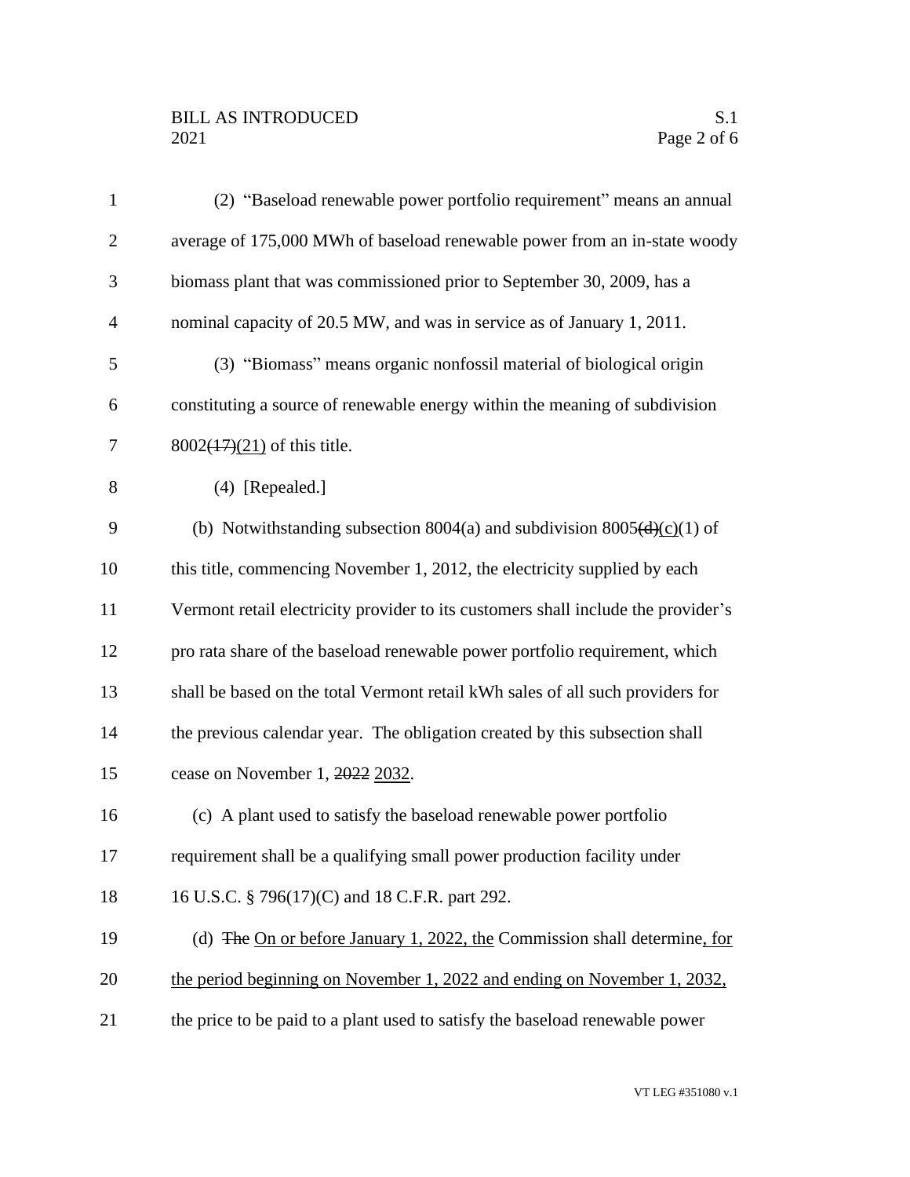(2) "Baseload renewable power portfolio requirement" means an annual average of 175,000 MWh of baseload renewable power from an in-state woody biomass plant that was commissioned prior to September 30, 2009, has a nominal capacity of 20.5 MW, and was in service as of January 1, 2011.

(3) "Biomass" means organic nonfossil material of biological origin constituting a source of renewable energy within the meaning of subdivision 8002~~(17)~~(21) of this title.

(4) [Repealed.]

(b) Notwithstanding subsection 8004(a) and subdivision 8005~~(d)~~(c)(1) of this title, commencing November 1, 2012, the electricity supplied by each Vermont retail electricity provider to its customers shall include the provider's pro rata share of the baseload renewable power portfolio requirement, which shall be based on the total Vermont retail kWh sales of all such providers for the previous calendar year. The obligation created by this subsection shall cease on November 1, ~~2022~~ 2032.

(c) A plant used to satisfy the baseload renewable power portfolio requirement shall be a qualifying small power production facility under 16 U.S.C. § 796(17)(C) and 18 C.F.R. part 292.

(d) ~~The~~ On or before January 1, 2022, the Commission shall determine, for the period beginning on November 1, 2022 and ending on November 1, 2032, the price to be paid to a plant used to satisfy the baseload renewable power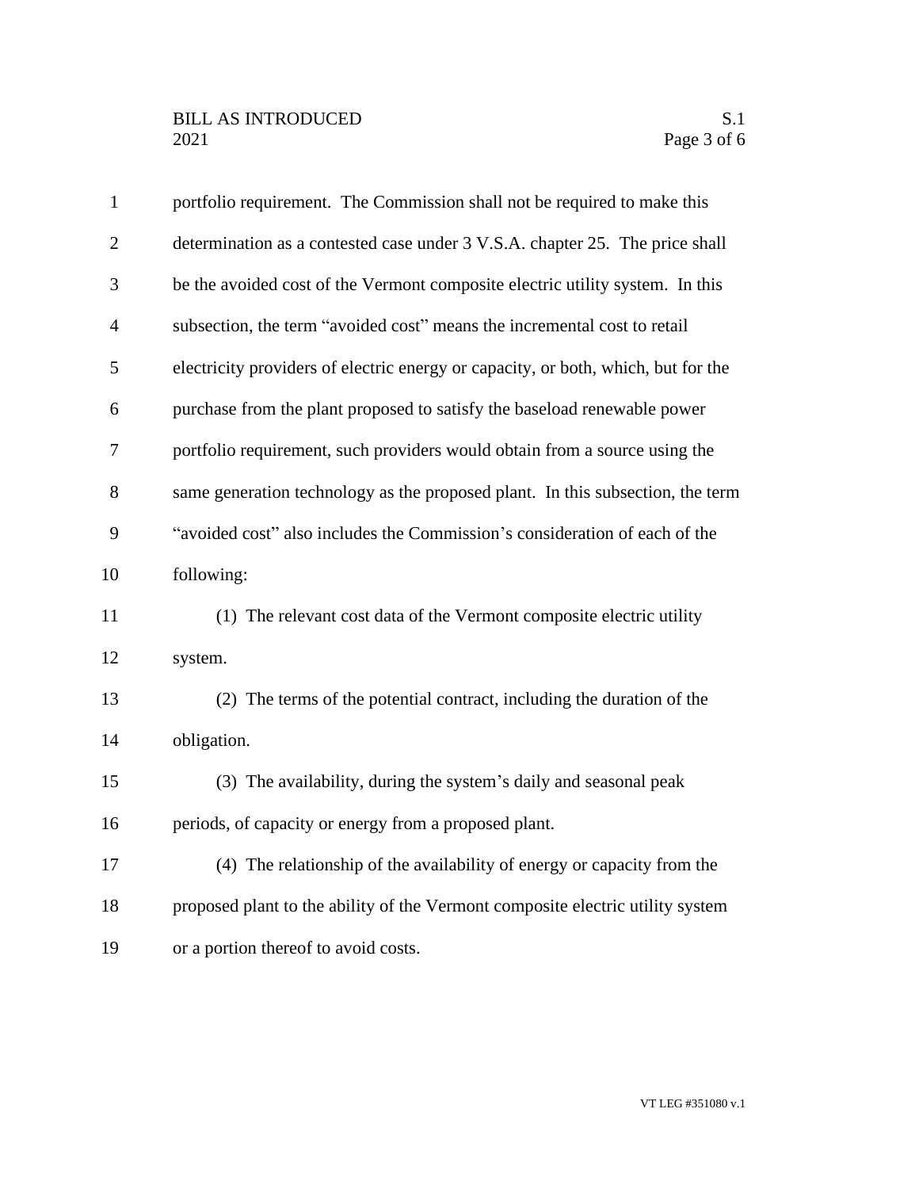portfolio requirement. The Commission shall not be required to make this determination as a contested case under 3 V.S.A. chapter 25. The price shall be the avoided cost of the Vermont composite electric utility system. In this subsection, the term "avoided cost" means the incremental cost to retail electricity providers of electric energy or capacity, or both, which, but for the purchase from the plant proposed to satisfy the baseload renewable power portfolio requirement, such providers would obtain from a source using the same generation technology as the proposed plant. In this subsection, the term "avoided cost" also includes the Commission's consideration of each of the following:

(1) The relevant cost data of the Vermont composite electric utility system.

(2) The terms of the potential contract, including the duration of the obligation.

(3) The availability, during the system's daily and seasonal peak periods, of capacity or energy from a proposed plant.

(4) The relationship of the availability of energy or capacity from the proposed plant to the ability of the Vermont composite electric utility system or a portion thereof to avoid costs.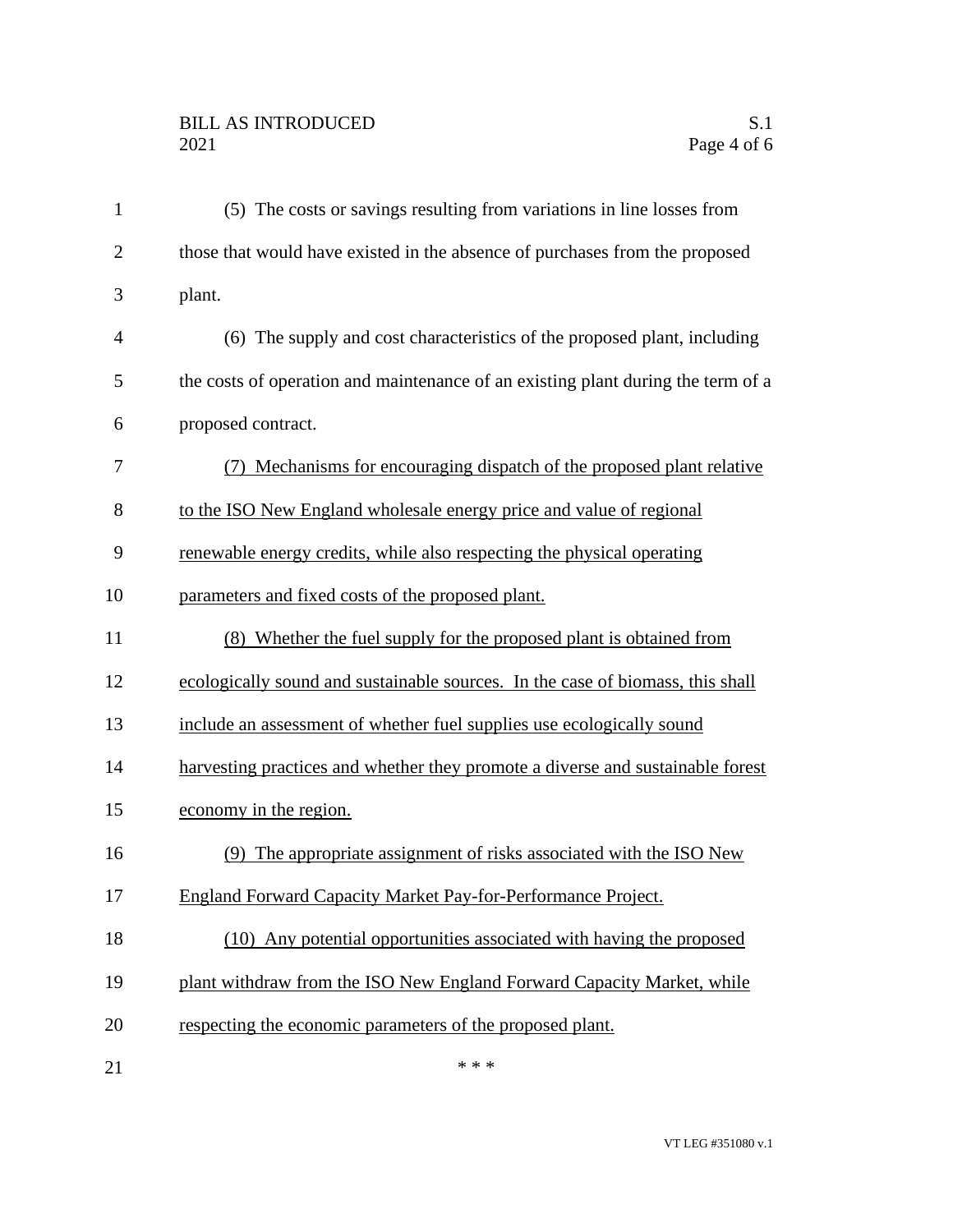(5) The costs or savings resulting from variations in line losses from those that would have existed in the absence of purchases from the proposed plant.

(6) The supply and cost characteristics of the proposed plant, including the costs of operation and maintenance of an existing plant during the term of a proposed contract.

<u>(7) Mechanisms for encouraging dispatch of the proposed plant relative to the ISO New England wholesale energy price and value of regional renewable energy credits, while also respecting the physical operating parameters and fixed costs of the proposed plant.</u>

<u>(8) Whether the fuel supply for the proposed plant is obtained from ecologically sound and sustainable sources. In the case of biomass, this shall include an assessment of whether fuel supplies use ecologically sound harvesting practices and whether they promote a diverse and sustainable forest economy in the region.</u>

<u>(9) The appropriate assignment of risks associated with the ISO New England Forward Capacity Market Pay-for-Performance Project.</u>

<u>(10) Any potential opportunities associated with having the proposed plant withdraw from the ISO New England Forward Capacity Market, while respecting the economic parameters of the proposed plant.</u>

\* \* \*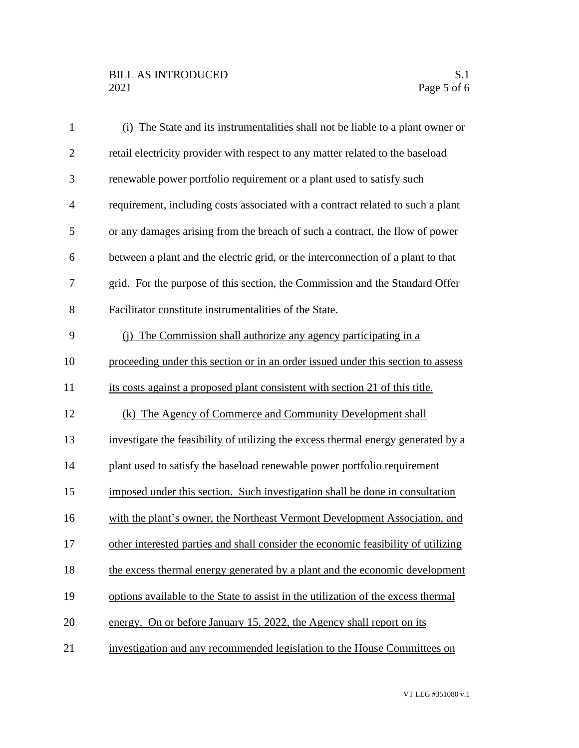(i) The State and its instrumentalities shall not be liable to a plant owner or retail electricity provider with respect to any matter related to the baseload renewable power portfolio requirement or a plant used to satisfy such requirement, including costs associated with a contract related to such a plant or any damages arising from the breach of such a contract, the flow of power between a plant and the electric grid, or the interconnection of a plant to that grid. For the purpose of this section, the Commission and the Standard Offer Facilitator constitute instrumentalities of the State.

(j) The Commission shall authorize any agency participating in a proceeding under this section or in an order issued under this section to assess its costs against a proposed plant consistent with section 21 of this title.

(k) The Agency of Commerce and Community Development shall investigate the feasibility of utilizing the excess thermal energy generated by a plant used to satisfy the baseload renewable power portfolio requirement imposed under this section. Such investigation shall be done in consultation with the plant's owner, the Northeast Vermont Development Association, and other interested parties and shall consider the economic feasibility of utilizing the excess thermal energy generated by a plant and the economic development options available to the State to assist in the utilization of the excess thermal energy. On or before January 15, 2022, the Agency shall report on its investigation and any recommended legislation to the House Committees on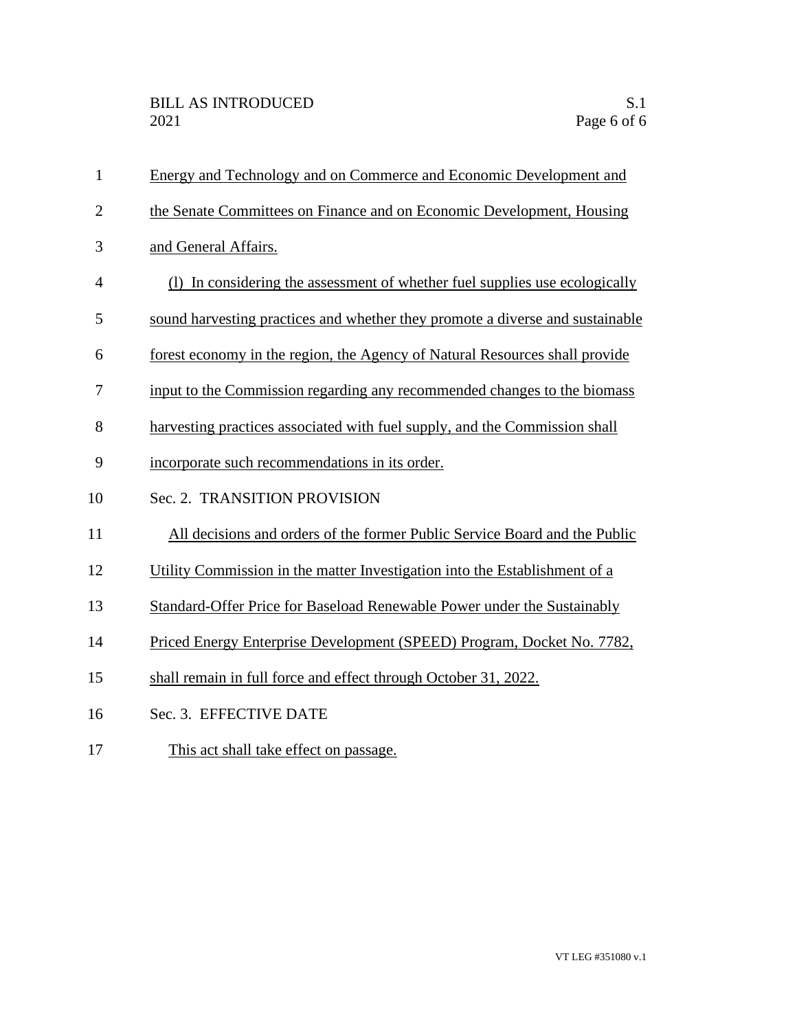Energy and Technology and on Commerce and Economic Development and the Senate Committees on Finance and on Economic Development, Housing and General Affairs.

(l) In considering the assessment of whether fuel supplies use ecologically sound harvesting practices and whether they promote a diverse and sustainable forest economy in the region, the Agency of Natural Resources shall provide input to the Commission regarding any recommended changes to the biomass harvesting practices associated with fuel supply, and the Commission shall incorporate such recommendations in its order.

Sec. 2. TRANSITION PROVISION

All decisions and orders of the former Public Service Board and the Public Utility Commission in the matter Investigation into the Establishment of a Standard-Offer Price for Baseload Renewable Power under the Sustainably Priced Energy Enterprise Development (SPEED) Program, Docket No. 7782, shall remain in full force and effect through October 31, 2022.

Sec. 3. EFFECTIVE DATE

This act shall take effect on passage.